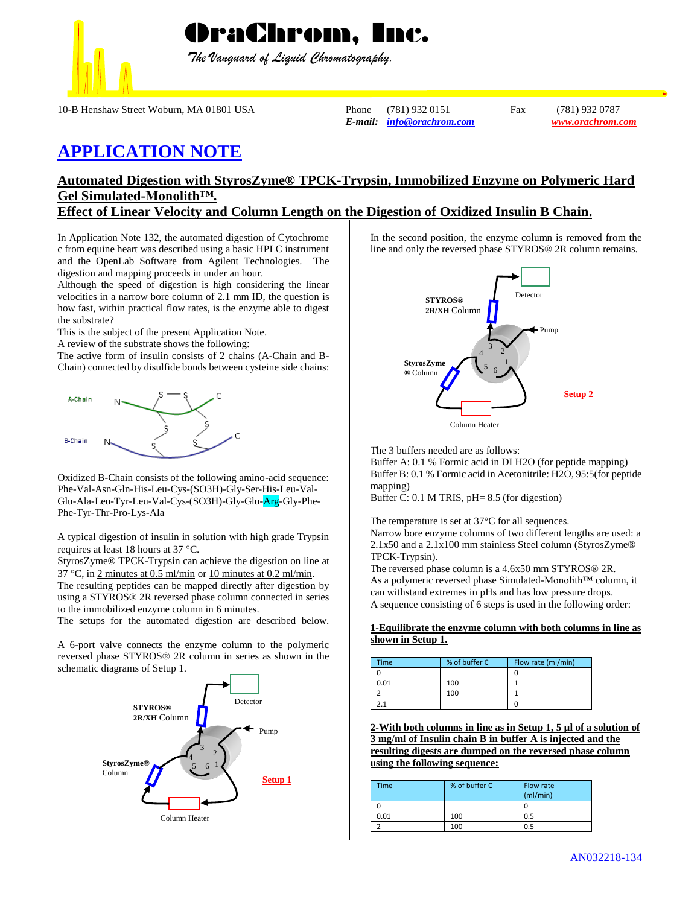# OraChrom, Inc.

*The Vanguard of Liquid Chromatography.*

10-B Henshaw Street Woburn, MA 01801 USA Phone (781) 932 0151 Fax (781) 932 0787
*E-mail:* *info@orachrom.com* *www.orachrom.com*

# APPLICATION NOTE

## Automated Digestion with StyrosZyme® TPCK-Trypsin, Immobilized Enzyme on Polymeric Hard Gel Simulated-Monolith™.

## Effect of Linear Velocity and Column Length on the Digestion of Oxidized Insulin B Chain.

In Application Note 132, the automated digestion of Cytochrome c from equine heart was described using a basic HPLC instrument and the OpenLab Software from Agilent Technologies. The digestion and mapping proceeds in under an hour.

Although the speed of digestion is high considering the linear velocities in a narrow bore column of 2.1 mm ID, the question is how fast, within practical flow rates, is the enzyme able to digest the substrate?

This is the subject of the present Application Note.

A review of the substrate shows the following:

The active form of insulin consists of 2 chains (A-Chain and B-Chain) connected by disulfide bonds between cysteine side chains:

Oxidized B-Chain consists of the following amino-acid sequence: Phe-Val-Asn-Gln-His-Leu-Cys-(SO3H)-Gly-Ser-His-Leu-Val-Glu-Ala-Leu-Tyr-Leu-Val-Cys-(SO3H)-Gly-Glu-Arg-Gly-Phe-Phe-Tyr-Thr-Pro-Lys-Ala

A typical digestion of insulin in solution with high grade Trypsin requires at least 18 hours at 37 °C.

StyrosZyme® TPCK-Trypsin can achieve the digestion on line at 37 °C, in 2 minutes at 0.5 ml/min or 10 minutes at 0.2 ml/min.

The resulting peptides can be mapped directly after digestion by using a STYROS® 2R reversed phase column connected in series to the immobilized enzyme column in 6 minutes.

The setups for the automated digestion are described below.

A 6-port valve connects the enzyme column to the polymeric reversed phase STYROS® 2R column in series as shown in the schematic diagrams of Setup 1.

Setup 1

In the second position, the enzyme column is removed from the line and only the reversed phase STYROS® 2R column remains.

Setup 2

The 3 buffers needed are as follows:

Buffer A: 0.1 % Formic acid in DI H2O (for peptide mapping)

Buffer B: 0.1 % Formic acid in Acetonitrile: H2O, 95:5(for peptide mapping)

Buffer C: 0.1 M TRIS, pH= 8.5 (for digestion)

The temperature is set at 37°C for all sequences.

Narrow bore enzyme columns of two different lengths are used: a 2.1x50 and a 2.1x100 mm stainless Steel column (StyrosZyme® TPCK-Trypsin).

The reversed phase column is a 4.6x50 mm STYROS® 2R.

As a polymeric reversed phase Simulated-Monolith™ column, it can withstand extremes in pHs and has low pressure drops.

A sequence consisting of 6 steps is used in the following order:

**1-Equilibrate the enzyme column with both columns in line as shown in Setup 1.**

| Time | % of buffer C | Flow rate (ml/min) |
|---|---|---|
| 0 | | 0 |
| 0.01 | 100 | 1 |
| 2 | 100 | 1 |
| 2.1 | | 0 |

**2-With both columns in line as in Setup 1, 5 µl of a solution of 3 mg/ml of Insulin chain B in buffer A is injected and the resulting digests are dumped on the reversed phase column using the following sequence:**

| Time | % of buffer C | Flow rate (ml/min) |
|---|---|---|
| 0 | | 0 |
| 0.01 | 100 | 0.5 |
| 2 | 100 | 0.5 |

AN032218-134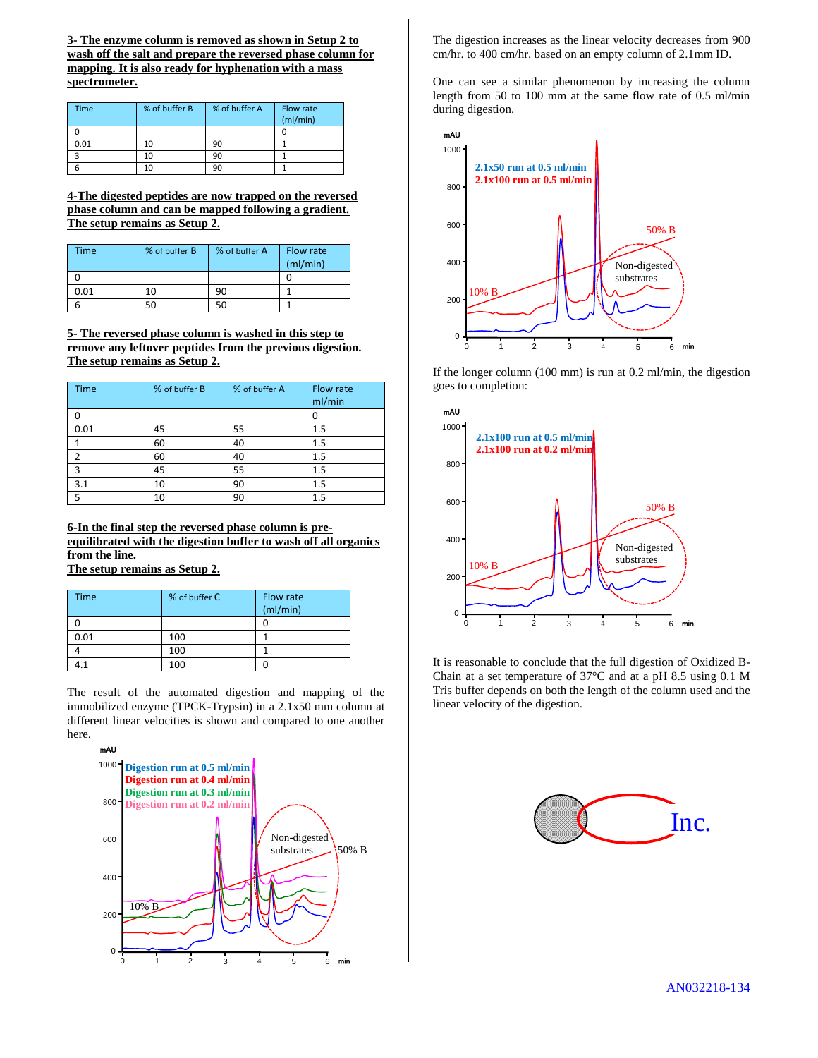**3- The enzyme column is removed as shown in Setup 2 to wash off the salt and prepare the reversed phase column for mapping. It is also ready for hyphenation with a mass spectrometer.**

| Time | % of buffer B | % of buffer A | Flow rate (ml/min) |
|---|---|---|---|
| 0 | | | 0 |
| 0.01 | 10 | 90 | 1 |
| 3 | 10 | 90 | 1 |
| 6 | 10 | 90 | 1 |

**4-The digested peptides are now trapped on the reversed phase column and can be mapped following a gradient. The setup remains as Setup 2.**

| Time | % of buffer B | % of buffer A | Flow rate (ml/min) |
|---|---|---|---|
| 0 | | | 0 |
| 0.01 | 10 | 90 | 1 |
| 6 | 50 | 50 | 1 |

**5- The reversed phase column is washed in this step to remove any leftover peptides from the previous digestion. The setup remains as Setup 2.**

| Time | % of buffer B | % of buffer A | Flow rate ml/min |
|---|---|---|---|
| 0 | | | 0 |
| 0.01 | 45 | 55 | 1.5 |
| 1 | 60 | 40 | 1.5 |
| 2 | 60 | 40 | 1.5 |
| 3 | 45 | 55 | 1.5 |
| 3.1 | 10 | 90 | 1.5 |
| 5 | 10 | 90 | 1.5 |

**6-In the final step the reversed phase column is pre-equilibrated with the digestion buffer to wash off all organics from the line. The setup remains as Setup 2.**

| Time | % of buffer C | Flow rate (ml/min) |
|---|---|---|
| 0 | | 0 |
| 0.01 | 100 | 1 |
| 4 | 100 | 1 |
| 4.1 | 100 | 0 |

The result of the automated digestion and mapping of the immobilized enzyme (TPCK-Trypsin) in a 2.1x50 mm column at different linear velocities is shown and compared to one another here.

mAU
Digestion run at 0.5 ml/min
Digestion run at 0.4 ml/min
Digestion run at 0.3 ml/min
Digestion run at 0.2 ml/min
Non-digested substrates
50% B
10% B
min

The digestion increases as the linear velocity decreases from 900 cm/hr. to 400 cm/hr. based on an empty column of 2.1mm ID.

One can see a similar phenomenon by increasing the column length from 50 to 100 mm at the same flow rate of 0.5 ml/min during digestion.

mAU
2.1x50 run at 0.5 ml/min
2.1x100 run at 0.5 ml/min
50% B
Non-digested substrates
10% B
min

If the longer column (100 mm) is run at 0.2 ml/min, the digestion goes to completion:

mAU
2.1x100 run at 0.5 ml/min
2.1x100 run at 0.2 ml/min
50% B
Non-digested substrates
10% B
min

It is reasonable to conclude that the full digestion of Oxidized B-Chain at a set temperature of 37°C and at a pH 8.5 using 0.1 M Tris buffer depends on both the length of the column used and the linear velocity of the digestion.

Inc.

AN032218-134